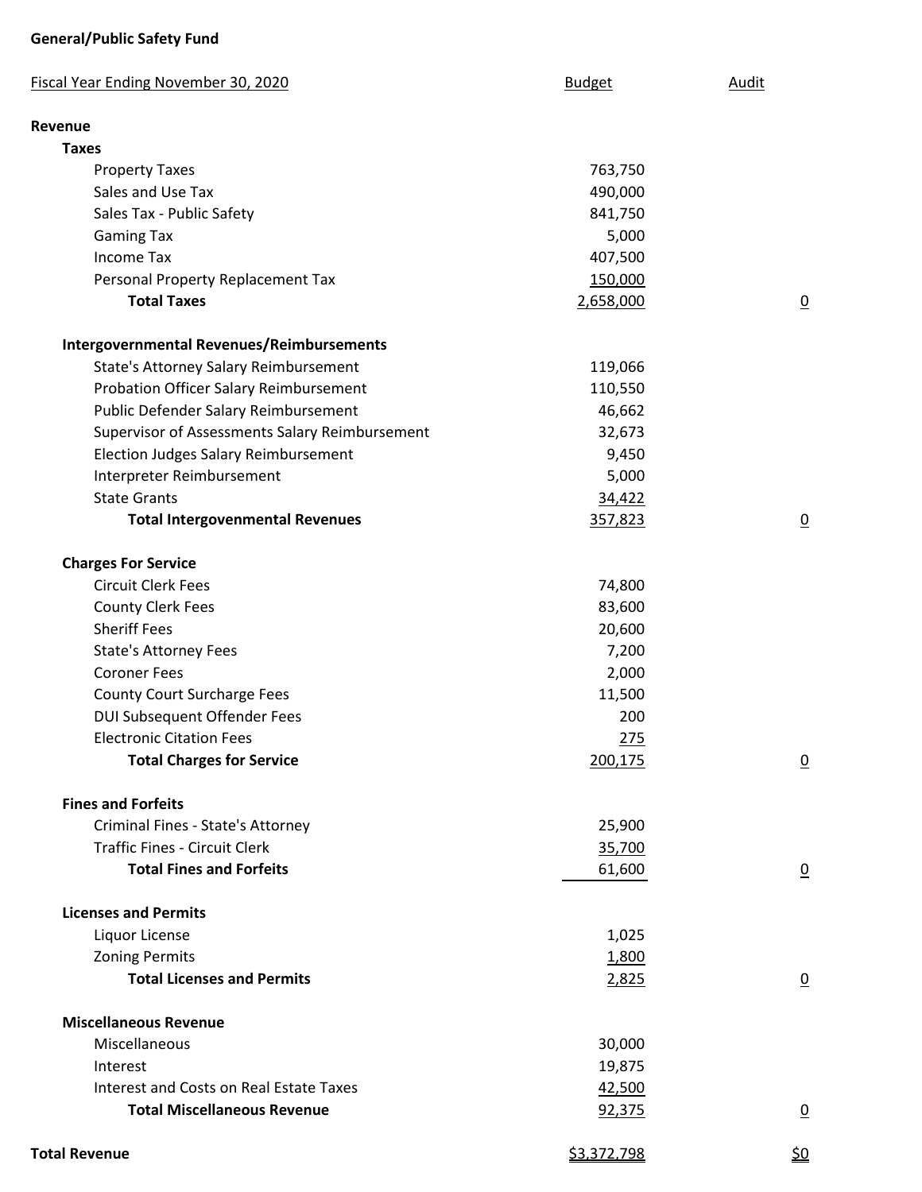**General/Public Safety Fund**

| Fiscal Year Ending November 30, 2020 | Budget | Audit |
|---|---|---|
| **Revenue** | | |
| **Taxes** | | |
| Property Taxes | 763,750 | |
| Sales and Use Tax | 490,000 | |
| Sales Tax - Public Safety | 841,750 | |
| Gaming Tax | 5,000 | |
| Income Tax | 407,500 | |
| Personal Property Replacement Tax | 150,000 | |
| **Total Taxes** | 2,658,000 | 0 |
| | | |
| **Intergovernmental Revenues/Reimbursements** | | |
| State's Attorney Salary Reimbursement | 119,066 | |
| Probation Officer Salary Reimbursement | 110,550 | |
| Public Defender Salary Reimbursement | 46,662 | |
| Supervisor of Assessments Salary Reimbursement | 32,673 | |
| Election Judges Salary Reimbursement | 9,450 | |
| Interpreter Reimbursement | 5,000 | |
| State Grants | 34,422 | |
| **Total Intergovenmental Revenues** | 357,823 | 0 |
| | | |
| **Charges For Service** | | |
| Circuit Clerk Fees | 74,800 | |
| County Clerk Fees | 83,600 | |
| Sheriff Fees | 20,600 | |
| State's Attorney Fees | 7,200 | |
| Coroner Fees | 2,000 | |
| County Court Surcharge Fees | 11,500 | |
| DUI Subsequent Offender Fees | 200 | |
| Electronic Citation Fees | 275 | |
| **Total Charges for Service** | 200,175 | 0 |
| | | |
| **Fines and Forfeits** | | |
| Criminal Fines - State's Attorney | 25,900 | |
| Traffic Fines - Circuit Clerk | 35,700 | |
| **Total Fines and Forfeits** | 61,600 | 0 |
| | | |
| **Licenses and Permits** | | |
| Liquor License | 1,025 | |
| Zoning Permits | 1,800 | |
| **Total Licenses and Permits** | 2,825 | 0 |
| | | |
| **Miscellaneous Revenue** | | |
| Miscellaneous | 30,000 | |
| Interest | 19,875 | |
| Interest and Costs on Real Estate Taxes | 42,500 | |
| **Total Miscellaneous Revenue** | 92,375 | 0 |
| | | |
| **Total Revenue** | $3,372,798 | $0 |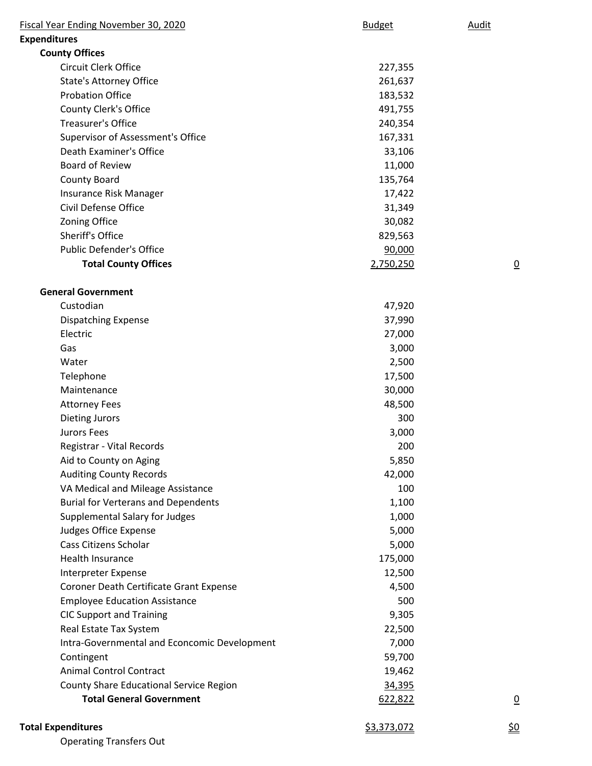| Fiscal Year Ending November 30, 2020 | Budget | Audit |
|---|---|---|
| **Expenditures** | | |
| **County Offices** | | |
| Circuit Clerk Office | 227,355 | |
| State's Attorney Office | 261,637 | |
| Probation Office | 183,532 | |
| County Clerk's Office | 491,755 | |
| Treasurer's Office | 240,354 | |
| Supervisor of Assessment's Office | 167,331 | |
| Death Examiner's Office | 33,106 | |
| Board of Review | 11,000 | |
| County Board | 135,764 | |
| Insurance Risk Manager | 17,422 | |
| Civil Defense Office | 31,349 | |
| Zoning Office | 30,082 | |
| Sheriff's Office | 829,563 | |
| Public Defender's Office | 90,000 | |
| **Total County Offices** | 2,750,250 | 0 |
| | | |
| **General Government** | | |
| Custodian | 47,920 | |
| Dispatching Expense | 37,990 | |
| Electric | 27,000 | |
| Gas | 3,000 | |
| Water | 2,500 | |
| Telephone | 17,500 | |
| Maintenance | 30,000 | |
| Attorney Fees | 48,500 | |
| Dieting Jurors | 300 | |
| Jurors Fees | 3,000 | |
| Registrar - Vital Records | 200 | |
| Aid to County on Aging | 5,850 | |
| Auditing County Records | 42,000 | |
| VA Medical and Mileage Assistance | 100 | |
| Burial for Verterans and Dependents | 1,100 | |
| Supplemental Salary for Judges | 1,000 | |
| Judges Office Expense | 5,000 | |
| Cass Citizens Scholar | 5,000 | |
| Health Insurance | 175,000 | |
| Interpreter Expense | 12,500 | |
| Coroner Death Certificate Grant Expense | 4,500 | |
| Employee Education Assistance | 500 | |
| CIC Support and Training | 9,305 | |
| Real Estate Tax System | 22,500 | |
| Intra-Governmental and Econcomic Development | 7,000 | |
| Contingent | 59,700 | |
| Animal Control Contract | 19,462 | |
| County Share Educational Service Region | 34,395 | |
| **Total General Government** | 622,822 | 0 |
| | | |
| **Total Expenditures** | $3,373,072 | $0 |
| Operating Transfers Out | | |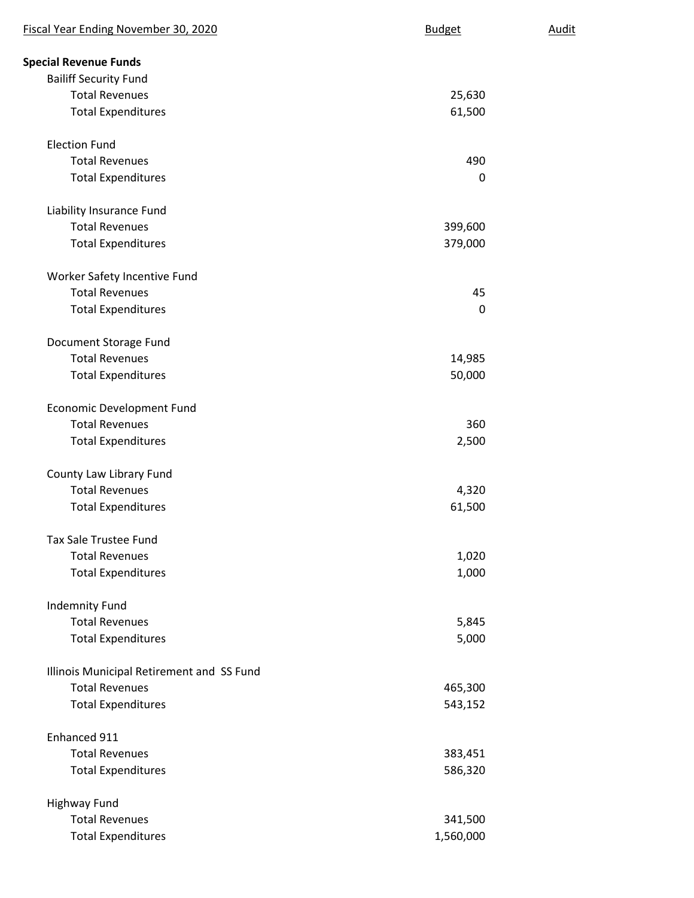| Fiscal Year Ending November 30, 2020 | Budget | Audit |
|---|---|---|
| **Special Revenue Funds** | | |
| Bailiff Security Fund | | |
| Total Revenues | 25,630 | |
| Total Expenditures | 61,500 | |
| | | |
| Election Fund | | |
| Total Revenues | 490 | |
| Total Expenditures | 0 | |
| | | |
| Liability Insurance Fund | | |
| Total Revenues | 399,600 | |
| Total Expenditures | 379,000 | |
| | | |
| Worker Safety Incentive Fund | | |
| Total Revenues | 45 | |
| Total Expenditures | 0 | |
| | | |
| Document Storage Fund | | |
| Total Revenues | 14,985 | |
| Total Expenditures | 50,000 | |
| | | |
| Economic Development Fund | | |
| Total Revenues | 360 | |
| Total Expenditures | 2,500 | |
| | | |
| County Law Library Fund | | |
| Total Revenues | 4,320 | |
| Total Expenditures | 61,500 | |
| | | |
| Tax Sale Trustee Fund | | |
| Total Revenues | 1,020 | |
| Total Expenditures | 1,000 | |
| | | |
| Indemnity Fund | | |
| Total Revenues | 5,845 | |
| Total Expenditures | 5,000 | |
| | | |
| Illinois Municipal Retirement and SS Fund | | |
| Total Revenues | 465,300 | |
| Total Expenditures | 543,152 | |
| | | |
| Enhanced 911 | | |
| Total Revenues | 383,451 | |
| Total Expenditures | 586,320 | |
| | | |
| Highway Fund | | |
| Total Revenues | 341,500 | |
| Total Expenditures | 1,560,000 | |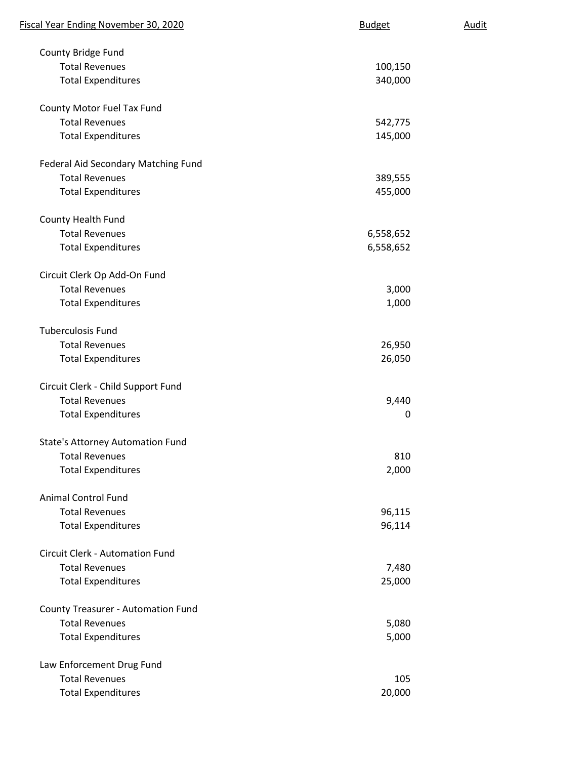| Fiscal Year Ending November 30, 2020 | Budget | Audit |
| --- | --- | --- |
| County Bridge Fund | | |
| Total Revenues | 100,150 | |
| Total Expenditures | 340,000 | |
| County Motor Fuel Tax Fund | | |
| Total Revenues | 542,775 | |
| Total Expenditures | 145,000 | |
| Federal Aid Secondary Matching Fund | | |
| Total Revenues | 389,555 | |
| Total Expenditures | 455,000 | |
| County Health Fund | | |
| Total Revenues | 6,558,652 | |
| Total Expenditures | 6,558,652 | |
| Circuit Clerk Op Add-On Fund | | |
| Total Revenues | 3,000 | |
| Total Expenditures | 1,000 | |
| Tuberculosis Fund | | |
| Total Revenues | 26,950 | |
| Total Expenditures | 26,050 | |
| Circuit Clerk - Child Support Fund | | |
| Total Revenues | 9,440 | |
| Total Expenditures | 0 | |
| State's Attorney Automation Fund | | |
| Total Revenues | 810 | |
| Total Expenditures | 2,000 | |
| Animal Control Fund | | |
| Total Revenues | 96,115 | |
| Total Expenditures | 96,114 | |
| Circuit Clerk - Automation Fund | | |
| Total Revenues | 7,480 | |
| Total Expenditures | 25,000 | |
| County Treasurer - Automation Fund | | |
| Total Revenues | 5,080 | |
| Total Expenditures | 5,000 | |
| Law Enforcement Drug Fund | | |
| Total Revenues | 105 | |
| Total Expenditures | 20,000 | |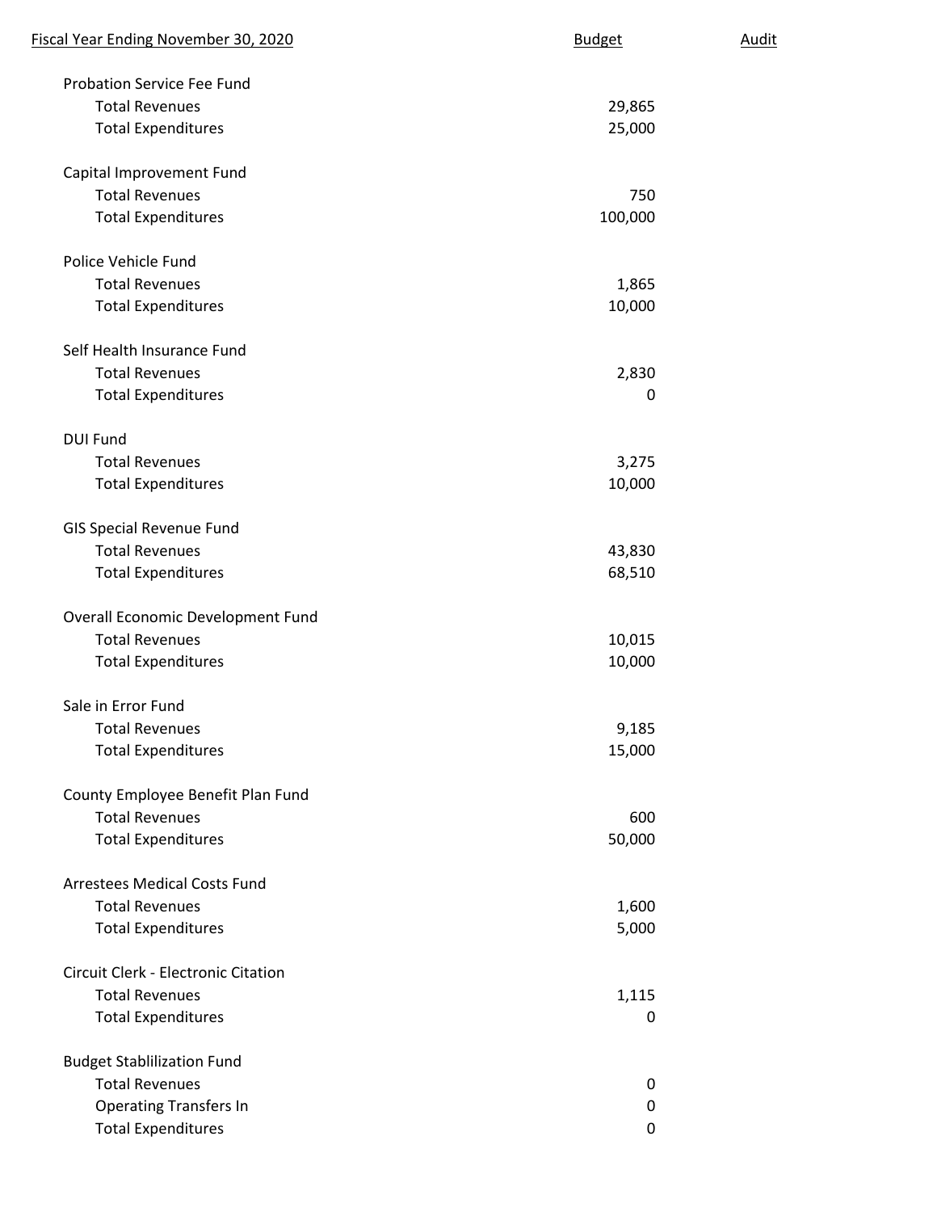| Fiscal Year Ending November 30, 2020 | Budget | Audit |
| --- | --- | --- |
| Probation Service Fee Fund | | |
| Total Revenues | 29,865 | |
| Total Expenditures | 25,000 | |
| | | |
| Capital Improvement Fund | | |
| Total Revenues | 750 | |
| Total Expenditures | 100,000 | |
| | | |
| Police Vehicle Fund | | |
| Total Revenues | 1,865 | |
| Total Expenditures | 10,000 | |
| | | |
| Self Health Insurance Fund | | |
| Total Revenues | 2,830 | |
| Total Expenditures | 0 | |
| | | |
| DUI Fund | | |
| Total Revenues | 3,275 | |
| Total Expenditures | 10,000 | |
| | | |
| GIS Special Revenue Fund | | |
| Total Revenues | 43,830 | |
| Total Expenditures | 68,510 | |
| | | |
| Overall Economic Development Fund | | |
| Total Revenues | 10,015 | |
| Total Expenditures | 10,000 | |
| | | |
| Sale in Error Fund | | |
| Total Revenues | 9,185 | |
| Total Expenditures | 15,000 | |
| | | |
| County Employee Benefit Plan Fund | | |
| Total Revenues | 600 | |
| Total Expenditures | 50,000 | |
| | | |
| Arrestees Medical Costs Fund | | |
| Total Revenues | 1,600 | |
| Total Expenditures | 5,000 | |
| | | |
| Circuit Clerk - Electronic Citation | | |
| Total Revenues | 1,115 | |
| Total Expenditures | 0 | |
| | | |
| Budget Stablilization Fund | | |
| Total Revenues | 0 | |
| Operating Transfers In | 0 | |
| Total Expenditures | 0 | |